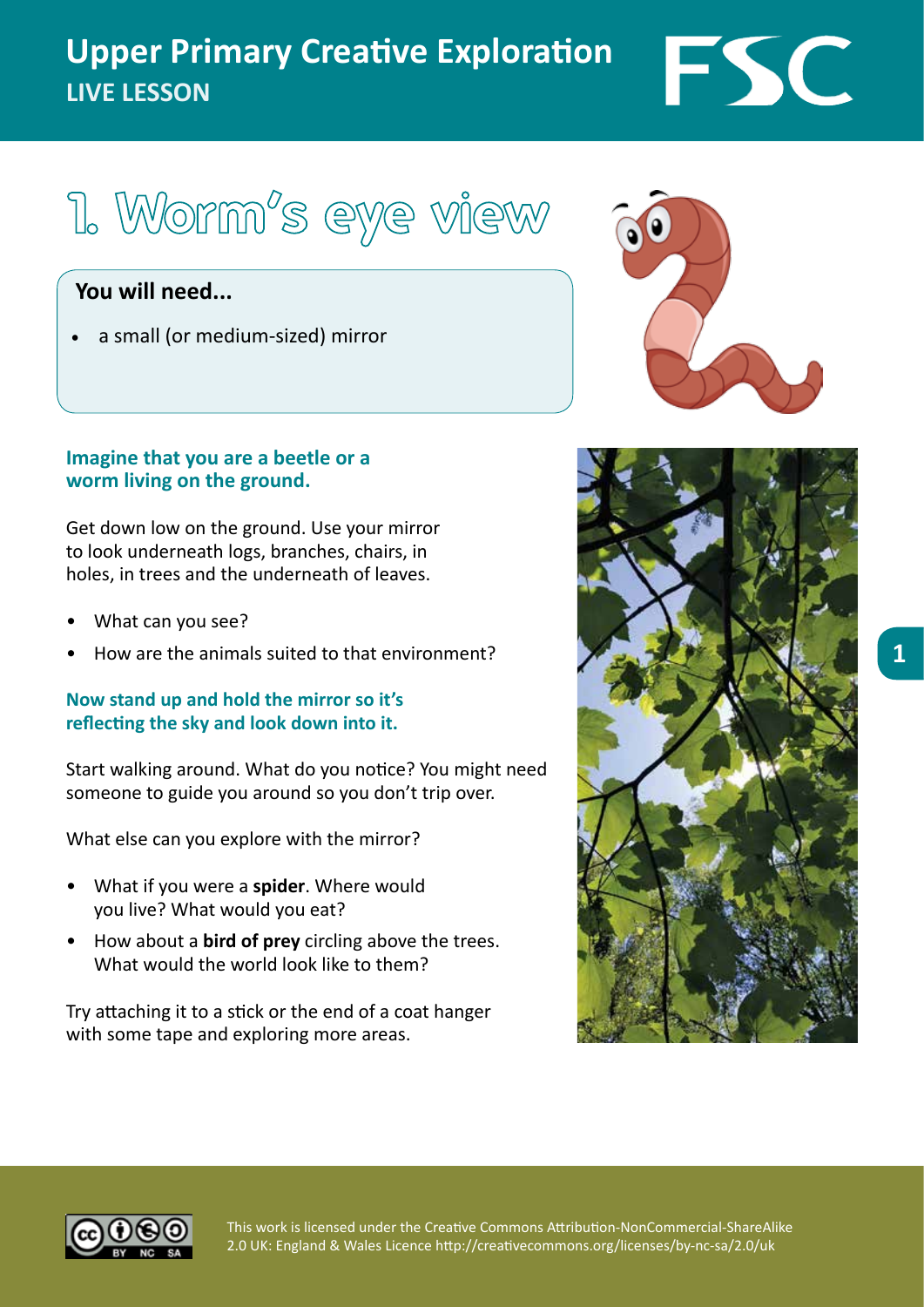# Upper Primary Creative Exploration

**LIVE LESSON**

## 1. Worm's eye view

**You will need...**

- a small (or medium-sized) mirror

**Imagine that you are a beetle or a worm living on the ground.**

Get down low on the ground. Use your mirror to look underneath logs, branches, chairs, in holes, in trees and the underneath of leaves.

- What can you see?
- How are the animals suited to that environment?

**Now stand up and hold the mirror so it's reflecting the sky and look down into it.**

Start walking around. What do you notice? You might need someone to guide you around so you don't trip over.

What else can you explore with the mirror?

- What if you were a **spider**. Where would you live? What would you eat?
- How about a **bird of prey** circling above the trees. What would the world look like to them?

Try attaching it to a stick or the end of a coat hanger with some tape and exploring more areas.

This work is licensed under the Creative Commons Attribution-NonCommercial-ShareAlike 2.0 UK: England & Wales Licence http://creativecommons.org/licenses/by-nc-sa/2.0/uk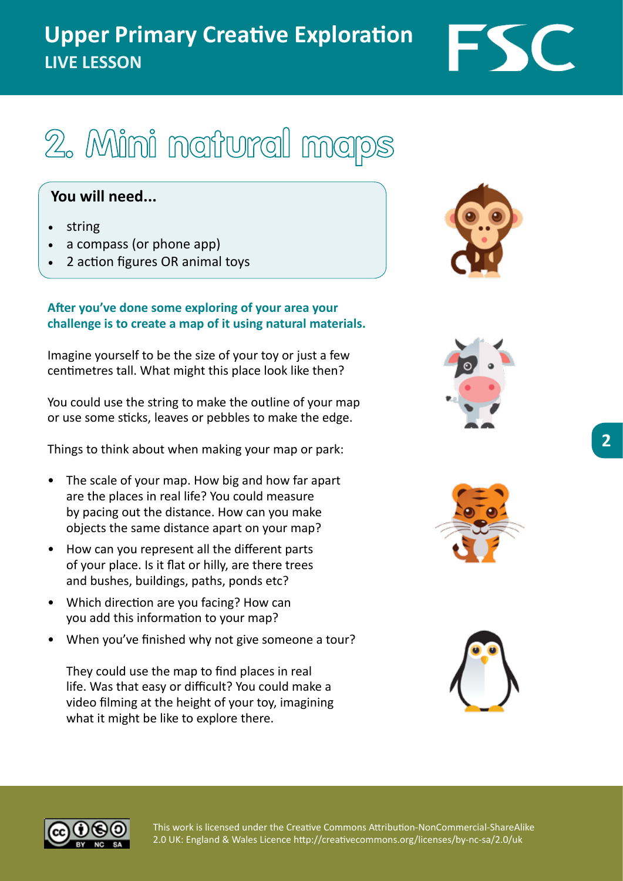# 2. Mini natural maps

**You will need...**

- string
- a compass (or phone app)
- 2 action figures OR animal toys

**After you've done some exploring of your area your challenge is to create a map of it using natural materials.**

Imagine yourself to be the size of your toy or just a few centimetres tall. What might this place look like then?

You could use the string to make the outline of your map or use some sticks, leaves or pebbles to make the edge.

Things to think about when making your map or park:

- The scale of your map. How big and how far apart are the places in real life? You could measure by pacing out the distance. How can you make objects the same distance apart on your map?
- How can you represent all the different parts of your place. Is it flat or hilly, are there trees and bushes, buildings, paths, ponds etc?
- Which direction are you facing? How can you add this information to your map?
- When you've finished why not give someone a tour?

  They could use the map to find places in real life. Was that easy or difficult? You could make a video filming at the height of your toy, imagining what it might be like to explore there.

This work is licensed under the Creative Commons Attribution-NonCommercial-ShareAlike 2.0 UK: England & Wales Licence http://creativecommons.org/licenses/by-nc-sa/2.0/uk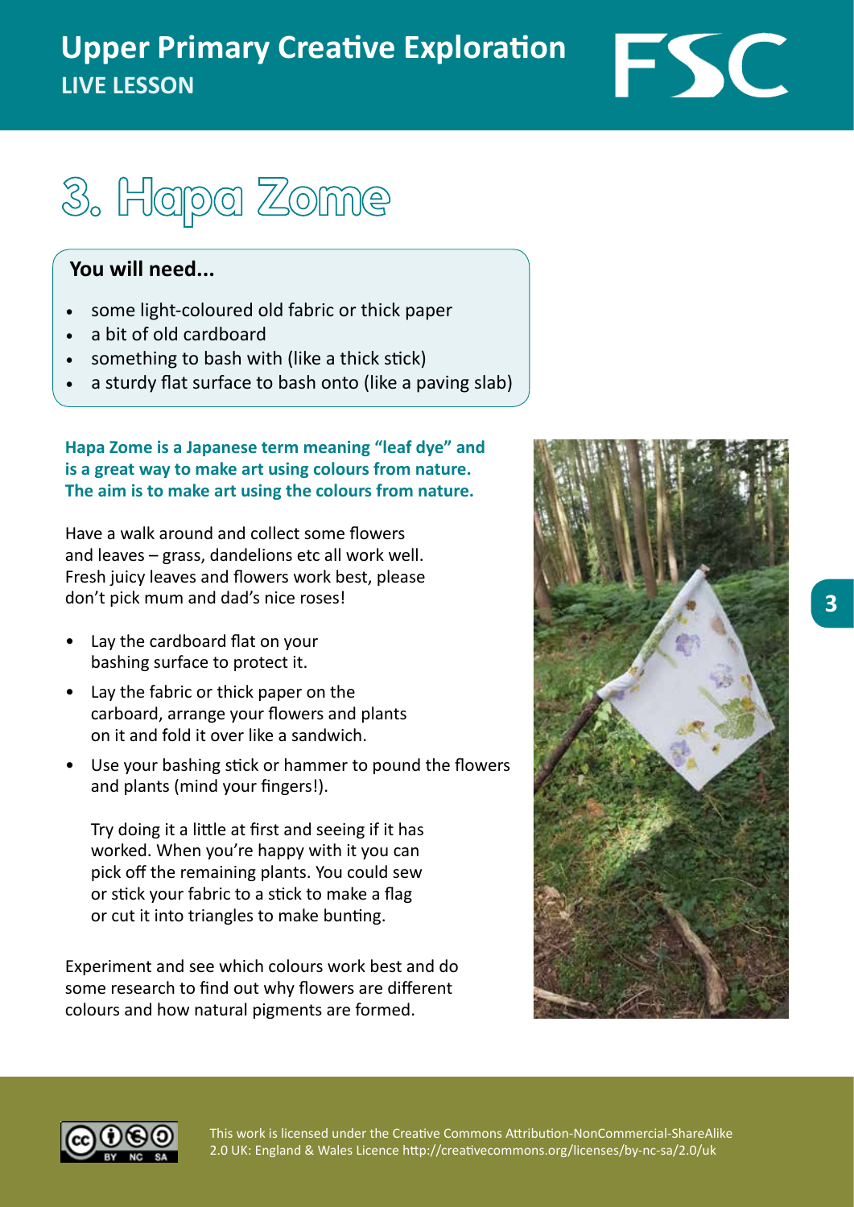# 3. Hapa Zome

**You will need...**

- some light-coloured old fabric or thick paper
- a bit of old cardboard
- something to bash with (like a thick stick)
- a sturdy flat surface to bash onto (like a paving slab)

**Hapa Zome is a Japanese term meaning "leaf dye" and is a great way to make art using colours from nature. The aim is to make art using the colours from nature.**

Have a walk around and collect some flowers and leaves – grass, dandelions etc all work well. Fresh juicy leaves and flowers work best, please don't pick mum and dad's nice roses!

- Lay the cardboard flat on your bashing surface to protect it.
- Lay the fabric or thick paper on the carboard, arrange your flowers and plants on it and fold it over like a sandwich.
- Use your bashing stick or hammer to pound the flowers and plants (mind your fingers!).

  Try doing it a little at first and seeing if it has worked. When you're happy with it you can pick off the remaining plants. You could sew or stick your fabric to a stick to make a flag or cut it into triangles to make bunting.

Experiment and see which colours work best and do some research to find out why flowers are different colours and how natural pigments are formed.

This work is licensed under the Creative Commons Attribution-NonCommercial-ShareAlike 2.0 UK: England & Wales Licence http://creativecommons.org/licenses/by-nc-sa/2.0/uk